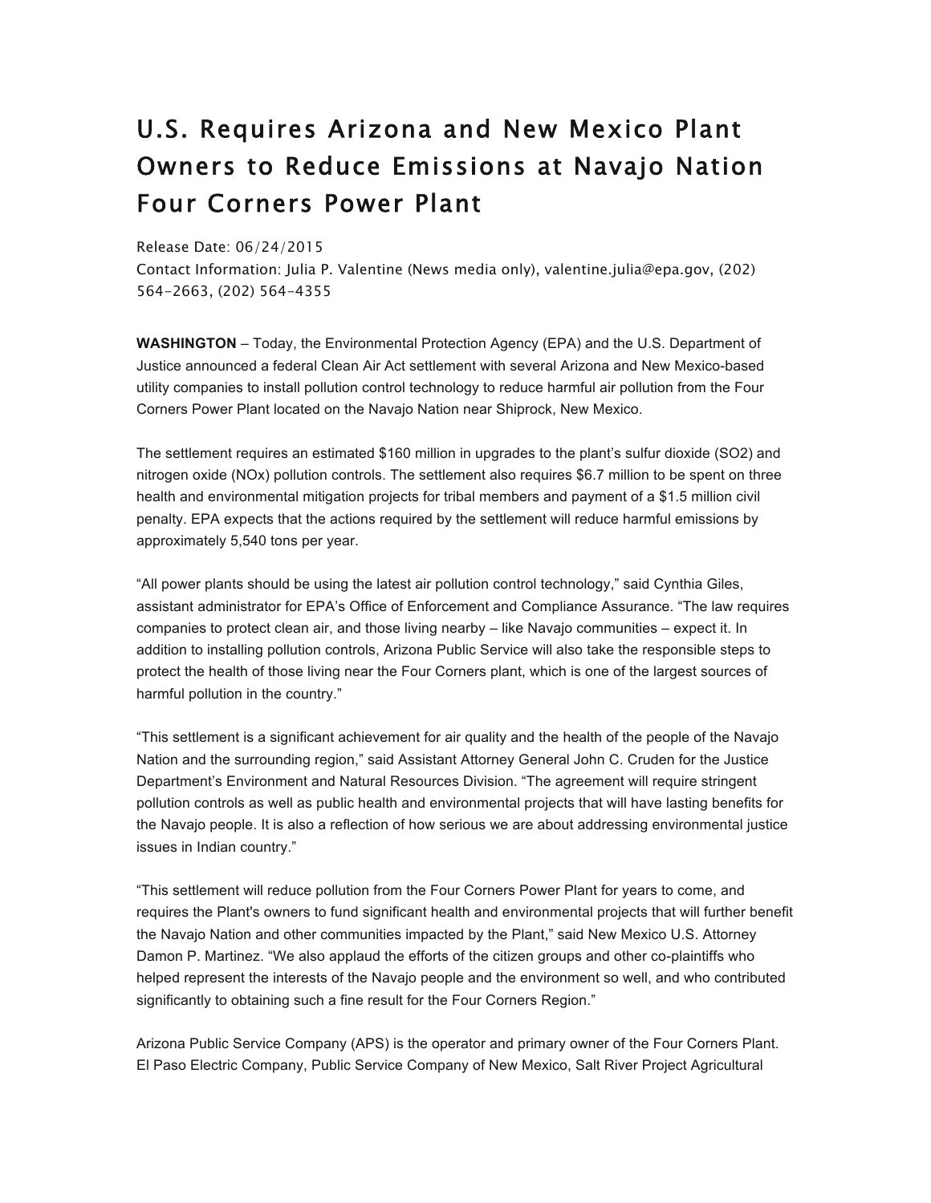# U.S. Requires Arizona and New Mexico Plant Owners to Reduce Emissions at Navajo Nation Four Corners Power Plant

Release Date: 06/24/2015
Contact Information: Julia P. Valentine (News media only), valentine.julia@epa.gov, (202) 564-2663, (202) 564-4355

**WASHINGTON** – Today, the Environmental Protection Agency (EPA) and the U.S. Department of Justice announced a federal Clean Air Act settlement with several Arizona and New Mexico-based utility companies to install pollution control technology to reduce harmful air pollution from the Four Corners Power Plant located on the Navajo Nation near Shiprock, New Mexico.

The settlement requires an estimated $160 million in upgrades to the plant's sulfur dioxide ($SO_2$) and nitrogen oxide ($NO_x$) pollution controls. The settlement also requires $6.7 million to be spent on three health and environmental mitigation projects for tribal members and payment of a $1.5 million civil penalty. EPA expects that the actions required by the settlement will reduce harmful emissions by approximately 5,540 tons per year.

"All power plants should be using the latest air pollution control technology," said Cynthia Giles, assistant administrator for EPA's Office of Enforcement and Compliance Assurance. "The law requires companies to protect clean air, and those living nearby – like Navajo communities – expect it. In addition to installing pollution controls, Arizona Public Service will also take the responsible steps to protect the health of those living near the Four Corners plant, which is one of the largest sources of harmful pollution in the country."

"This settlement is a significant achievement for air quality and the health of the people of the Navajo Nation and the surrounding region," said Assistant Attorney General John C. Cruden for the Justice Department's Environment and Natural Resources Division. "The agreement will require stringent pollution controls as well as public health and environmental projects that will have lasting benefits for the Navajo people. It is also a reflection of how serious we are about addressing environmental justice issues in Indian country."

"This settlement will reduce pollution from the Four Corners Power Plant for years to come, and requires the Plant's owners to fund significant health and environmental projects that will further benefit the Navajo Nation and other communities impacted by the Plant," said New Mexico U.S. Attorney Damon P. Martinez. "We also applaud the efforts of the citizen groups and other co-plaintiffs who helped represent the interests of the Navajo people and the environment so well, and who contributed significantly to obtaining such a fine result for the Four Corners Region."

Arizona Public Service Company (APS) is the operator and primary owner of the Four Corners Plant. El Paso Electric Company, Public Service Company of New Mexico, Salt River Project Agricultural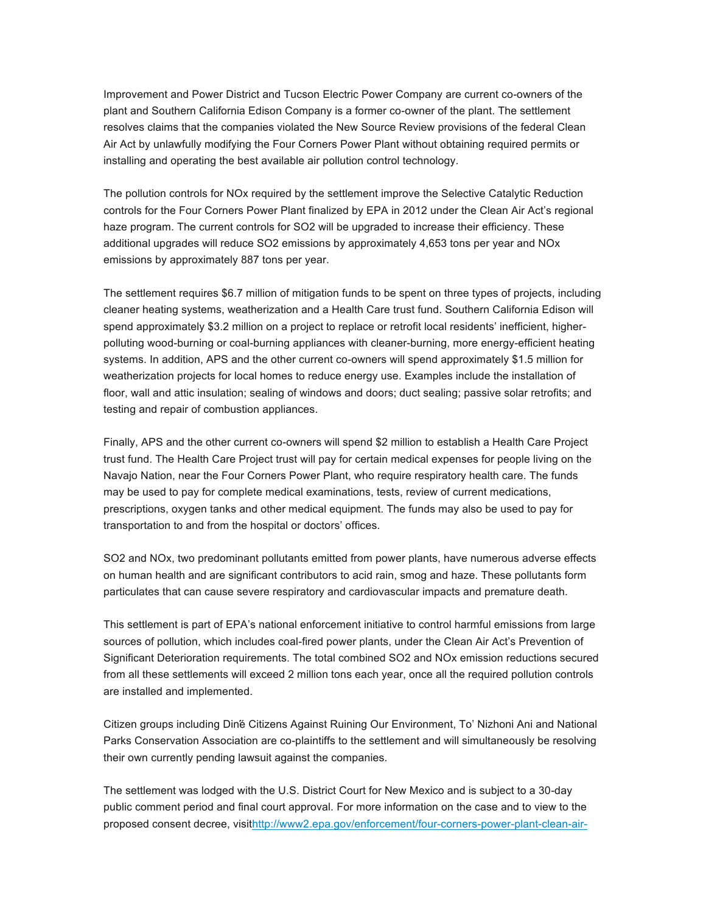Improvement and Power District and Tucson Electric Power Company are current co-owners of the plant and Southern California Edison Company is a former co-owner of the plant. The settlement resolves claims that the companies violated the New Source Review provisions of the federal Clean Air Act by unlawfully modifying the Four Corners Power Plant without obtaining required permits or installing and operating the best available air pollution control technology.

The pollution controls for NOx required by the settlement improve the Selective Catalytic Reduction controls for the Four Corners Power Plant finalized by EPA in 2012 under the Clean Air Act's regional haze program. The current controls for SO2 will be upgraded to increase their efficiency. These additional upgrades will reduce SO2 emissions by approximately 4,653 tons per year and NOx emissions by approximately 887 tons per year.

The settlement requires $6.7 million of mitigation funds to be spent on three types of projects, including cleaner heating systems, weatherization and a Health Care trust fund. Southern California Edison will spend approximately $3.2 million on a project to replace or retrofit local residents' inefficient, higher-polluting wood-burning or coal-burning appliances with cleaner-burning, more energy-efficient heating systems. In addition, APS and the other current co-owners will spend approximately $1.5 million for weatherization projects for local homes to reduce energy use. Examples include the installation of floor, wall and attic insulation; sealing of windows and doors; duct sealing; passive solar retrofits; and testing and repair of combustion appliances.

Finally, APS and the other current co-owners will spend $2 million to establish a Health Care Project trust fund. The Health Care Project trust will pay for certain medical expenses for people living on the Navajo Nation, near the Four Corners Power Plant, who require respiratory health care. The funds may be used to pay for complete medical examinations, tests, review of current medications, prescriptions, oxygen tanks and other medical equipment. The funds may also be used to pay for transportation to and from the hospital or doctors' offices.

SO2 and NOx, two predominant pollutants emitted from power plants, have numerous adverse effects on human health and are significant contributors to acid rain, smog and haze. These pollutants form particulates that can cause severe respiratory and cardiovascular impacts and premature death.

This settlement is part of EPA's national enforcement initiative to control harmful emissions from large sources of pollution, which includes coal-fired power plants, under the Clean Air Act's Prevention of Significant Deterioration requirements. The total combined SO2 and NOx emission reductions secured from all these settlements will exceed 2 million tons each year, once all the required pollution controls are installed and implemented.

Citizen groups including Diné Citizens Against Ruining Our Environment, To' Nizhoni Ani and National Parks Conservation Association are co-plaintiffs to the settlement and will simultaneously be resolving their own currently pending lawsuit against the companies.

The settlement was lodged with the U.S. District Court for New Mexico and is subject to a 30-day public comment period and final court approval. For more information on the case and to view to the proposed consent decree, visithttp://www2.epa.gov/enforcement/four-corners-power-plant-clean-air-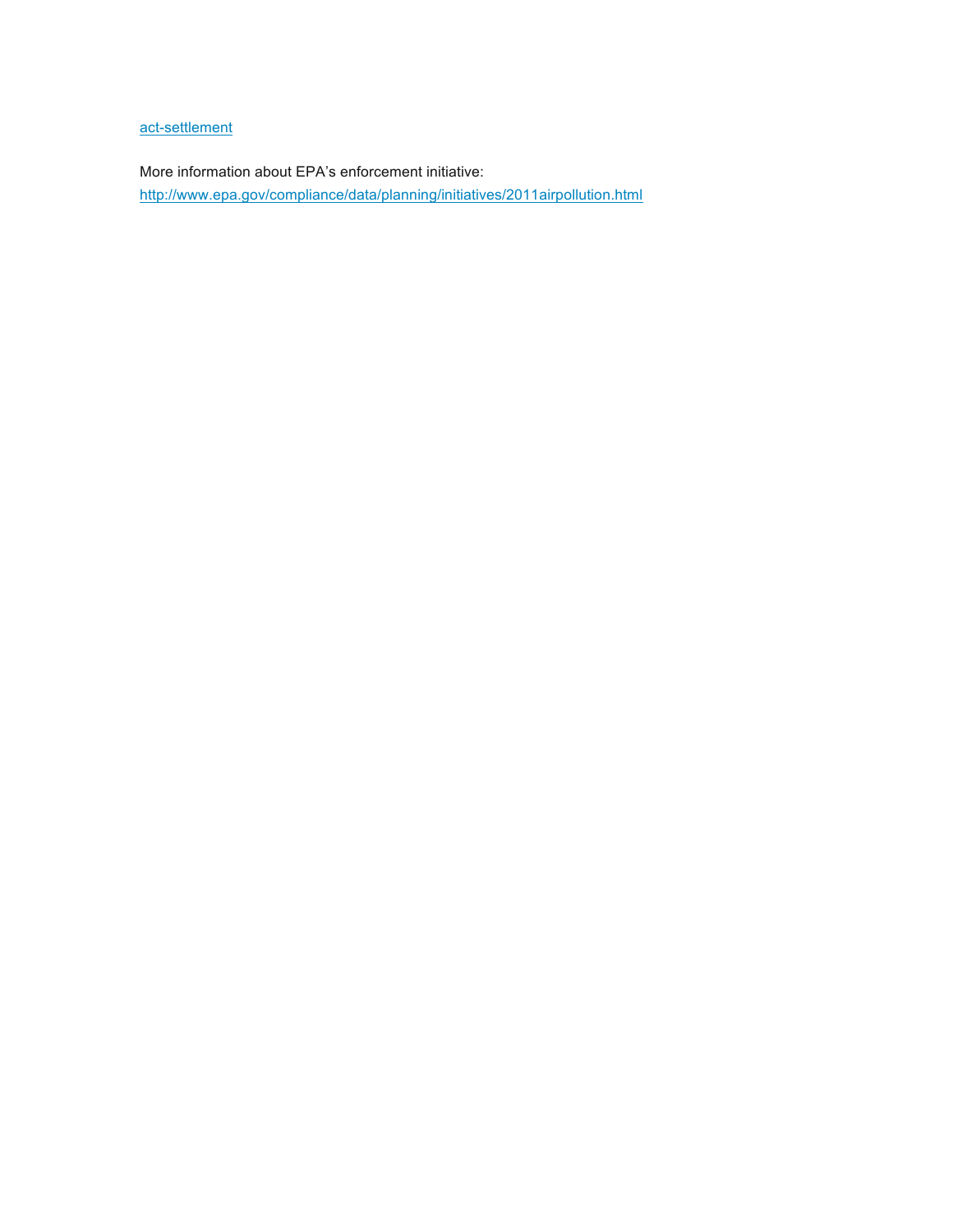[act-settlement](act-settlement)

More information about EPA's enforcement initiative:
[http://www.epa.gov/compliance/data/planning/initiatives/2011airpollution.html](http://www.epa.gov/compliance/data/planning/initiatives/2011airpollution.html)